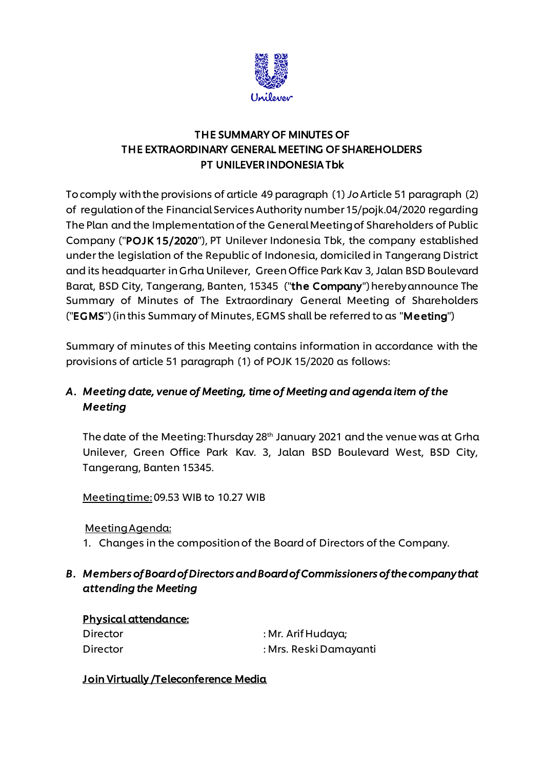# THE SUMMARY OF MINUTES OF THE EXTRAORDINARY GENERAL MEETING OF SHAREHOLDERS PT UNILEVER INDONESIA Tbk

To comply with the provisions of article 49 paragraph (1) *Jo* Article 51 paragraph (2) of regulation of the Financial Services Authority number 15/pojk.04/2020 regarding The Plan and the Implementation of the General Meeting of Shareholders of Public Company ("**POJK 15/2020**"), PT Unilever Indonesia Tbk, the company established under the legislation of the Republic of Indonesia, domiciled in Tangerang District and its headquarter in Grha Unilever, Green Office Park Kav 3, Jalan BSD Boulevard Barat, BSD City, Tangerang, Banten, 15345 ("**the Company**") hereby announce The Summary of Minutes of The Extraordinary General Meeting of Shareholders ("**EGMS**") (in this Summary of Minutes, EGMS shall be referred to as "**Meeting**")

Summary of minutes of this Meeting contains information in accordance with the provisions of article 51 paragraph (1) of POJK 15/2020 as follows:

## *A. Meeting date, venue of Meeting, time of Meeting and agenda item of the Meeting*

The date of the Meeting: Thursday 28th January 2021 and the venue was at Grha Unilever, Green Office Park Kav. 3, Jalan BSD Boulevard West, BSD City, Tangerang, Banten 15345.

Meeting time: 09.53 WIB to 10.27 WIB

Meeting Agenda:

1. Changes in the composition of the Board of Directors of the Company.

## *B. Members of Board of Directors and Board of Commissioners of the company that attending the Meeting*

**Physical attendance:**

| | |
|---|---|
| Director | : Mr. Arif Hudaya; |
| Director | : Mrs. Reski Damayanti |

**Join Virtually /Teleconference Media**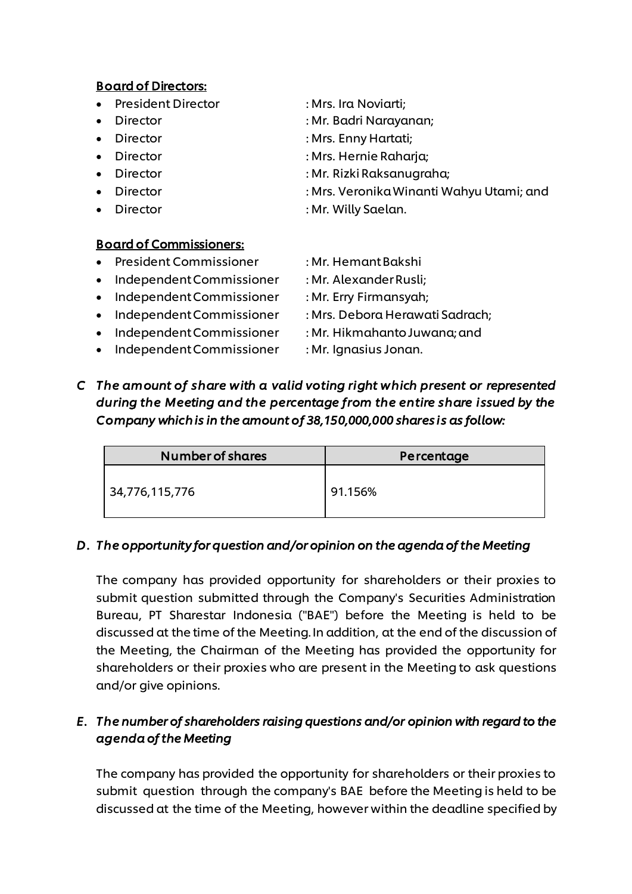**Board of Directors:**

- President Director : Mrs. Ira Noviarti;
- Director : Mr. Badri Narayanan;
- Director : Mrs. Enny Hartati;
- Director : Mrs. Hernie Raharja;
- Director : Mr. Rizki Raksanugraha;
- Director : Mrs. Veronika Winanti Wahyu Utami; and
- Director : Mr. Willy Saelan.

**Board of Commissioners:**

- President Commissioner : Mr. Hemant Bakshi
- Independent Commissioner : Mr. Alexander Rusli;
- Independent Commissioner : Mr. Erry Firmansyah;
- Independent Commissioner : Mrs. Debora Herawati Sadrach;
- Independent Commissioner : Mr. Hikmahanto Juwana; and
- Independent Commissioner : Mr. Ignasius Jonan.

C *The amount of share with a valid voting right which present or represented during the Meeting and the percentage from the entire share issued by the Company which is in the amount of 38,150,000,000 shares is as follow:*

| Number of shares | Percentage |
|---|---|
| 34,776,115,776 | 91.156% |

D. *The opportunity for question and/or opinion on the agenda of the Meeting*

The company has provided opportunity for shareholders or their proxies to submit question submitted through the Company's Securities Administration Bureau, PT Sharestar Indonesia ("BAE") before the Meeting is held to be discussed at the time of the Meeting. In addition, at the end of the discussion of the Meeting, the Chairman of the Meeting has provided the opportunity for shareholders or their proxies who are present in the Meeting to ask questions and/or give opinions.

E. *The number of shareholders raising questions and/or opinion with regard to the agenda of the Meeting*

The company has provided the opportunity for shareholders or their proxies to submit question through the company's BAE before the Meeting is held to be discussed at the time of the Meeting, however within the deadline specified by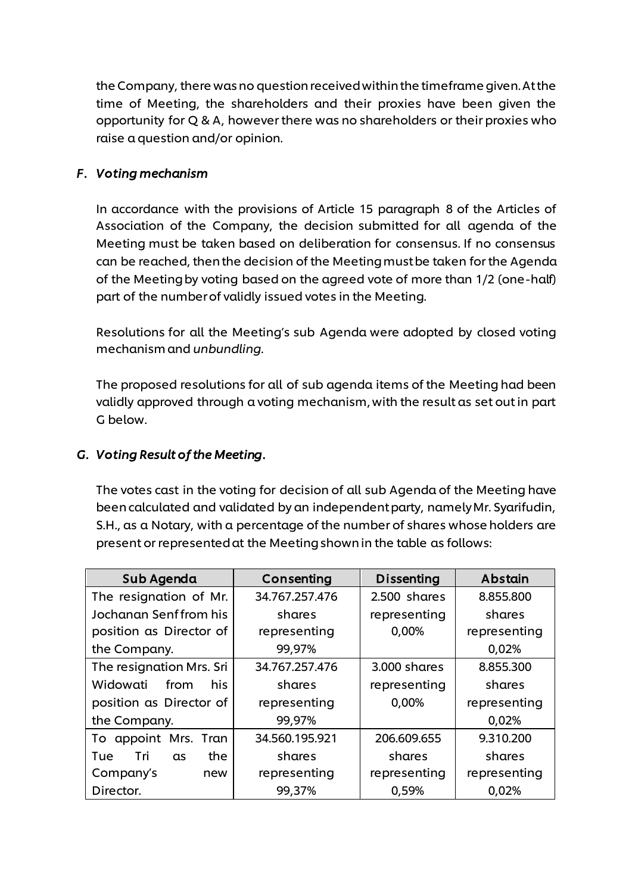the Company, there was no question received within the timeframe given. At the time of Meeting, the shareholders and their proxies have been given the opportunity for Q & A, however there was no shareholders or their proxies who raise a question and/or opinion.

### *F. Voting mechanism*

In accordance with the provisions of Article 15 paragraph 8 of the Articles of Association of the Company, the decision submitted for all agenda of the Meeting must be taken based on deliberation for consensus. If no consensus can be reached, then the decision of the Meeting must be taken for the Agenda of the Meeting by voting based on the agreed vote of more than 1/2 (one-half) part of the number of validly issued votes in the Meeting.

Resolutions for all the Meeting's sub Agenda were adopted by closed voting mechanism and *unbundling*.

The proposed resolutions for all of sub agenda items of the Meeting had been validly approved through a voting mechanism, with the result as set out in part G below.

### *G. Voting Result of the Meeting.*

The votes cast in the voting for decision of all sub Agenda of the Meeting have been calculated and validated by an independent party, namely Mr. Syarifudin, S.H., as a Notary, with a percentage of the number of shares whose holders are present or represented at the Meeting shown in the table as follows:

| Sub Agenda | Consenting | Dissenting | Abstain |
|---|---|---|---|
| The resignation of Mr. Jochanan Senf from his position as Director of the Company. | 34.767.257.476 shares representing 99,97% | 2.500 shares representing 0,00% | 8.855.800 shares representing 0,02% |
| The resignation Mrs. Sri Widowati from his position as Director of the Company. | 34.767.257.476 shares representing 99,97% | 3.000 shares representing 0,00% | 8.855.300 shares representing 0,02% |
| To appoint Mrs. Tran Tue Tri as the Company's new Director. | 34.560.195.921 shares representing 99,37% | 206.609.655 shares representing 0,59% | 9.310.200 shares representing 0,02% |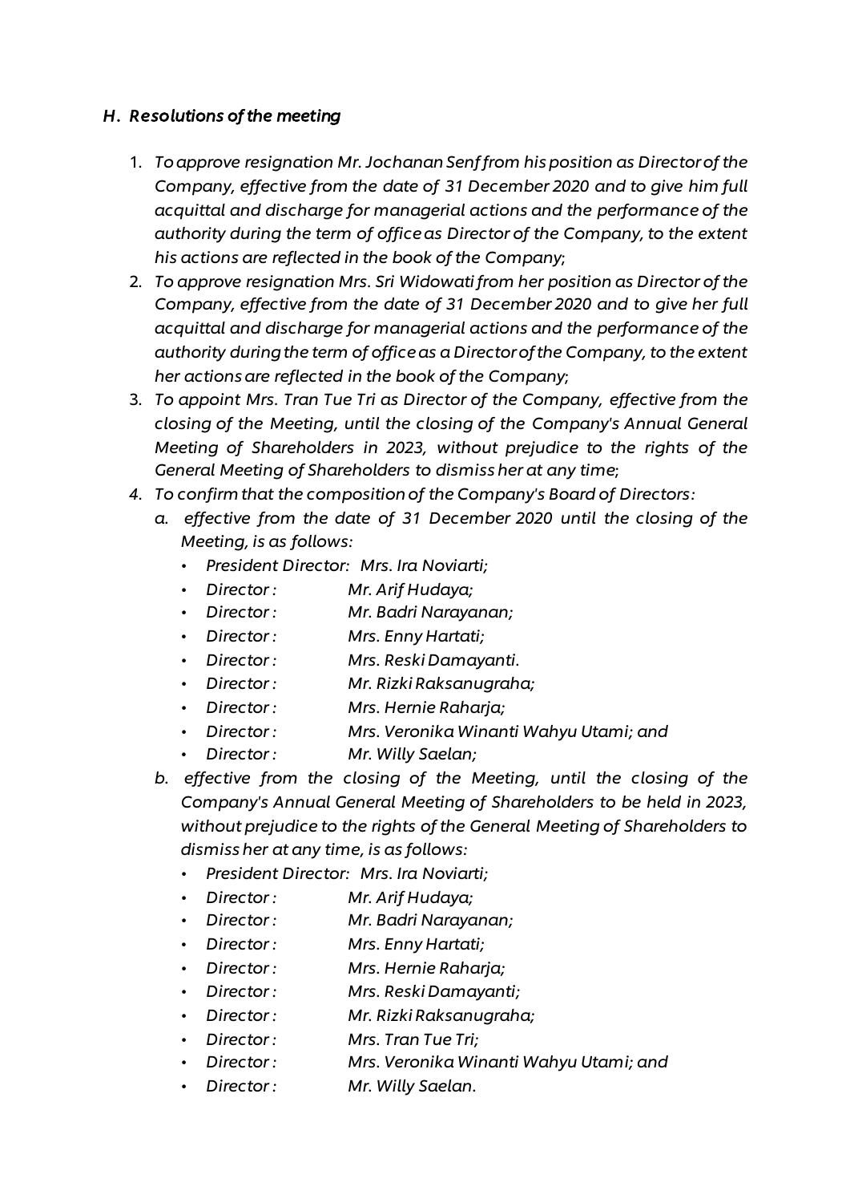### *H. Resolutions of the meeting*

1. *To approve resignation Mr. Jochanan Senf from his position as Director of the Company, effective from the date of 31 December 2020 and to give him full acquittal and discharge for managerial actions and the performance of the authority during the term of office as Director of the Company, to the extent his actions are reflected in the book of the Company;*
2. *To approve resignation Mrs. Sri Widowati from her position as Director of the Company, effective from the date of 31 December 2020 and to give her full acquittal and discharge for managerial actions and the performance of the authority during the term of office as a Director of the Company, to the extent her actions are reflected in the book of the Company;*
3. *To appoint Mrs. Tran Tue Tri as Director of the Company, effective from the closing of the Meeting, until the closing of the Company's Annual General Meeting of Shareholders in 2023, without prejudice to the rights of the General Meeting of Shareholders to dismiss her at any time;*
4. *To confirm that the composition of the Company's Board of Directors:*
   a. *effective from the date of 31 December 2020 until the closing of the Meeting, is as follows:*
      - *President Director: Mrs. Ira Noviarti;*
      - *Director : Mr. Arif Hudaya;*
      - *Director : Mr. Badri Narayanan;*
      - *Director : Mrs. Enny Hartati;*
      - *Director : Mrs. Reski Damayanti.*
      - *Director : Mr. Rizki Raksanugraha;*
      - *Director : Mrs. Hernie Raharja;*
      - *Director : Mrs. Veronika Winanti Wahyu Utami; and*
      - *Director : Mr. Willy Saelan;*

   b. *effective from the closing of the Meeting, until the closing of the Company's Annual General Meeting of Shareholders to be held in 2023, without prejudice to the rights of the General Meeting of Shareholders to dismiss her at any time, is as follows:*
      - *President Director: Mrs. Ira Noviarti;*
      - *Director : Mr. Arif Hudaya;*
      - *Director : Mr. Badri Narayanan;*
      - *Director : Mrs. Enny Hartati;*
      - *Director : Mrs. Hernie Raharja;*
      - *Director : Mrs. Reski Damayanti;*
      - *Director : Mr. Rizki Raksanugraha;*
      - *Director : Mrs. Tran Tue Tri;*
      - *Director : Mrs. Veronika Winanti Wahyu Utami; and*
      - *Director : Mr. Willy Saelan.*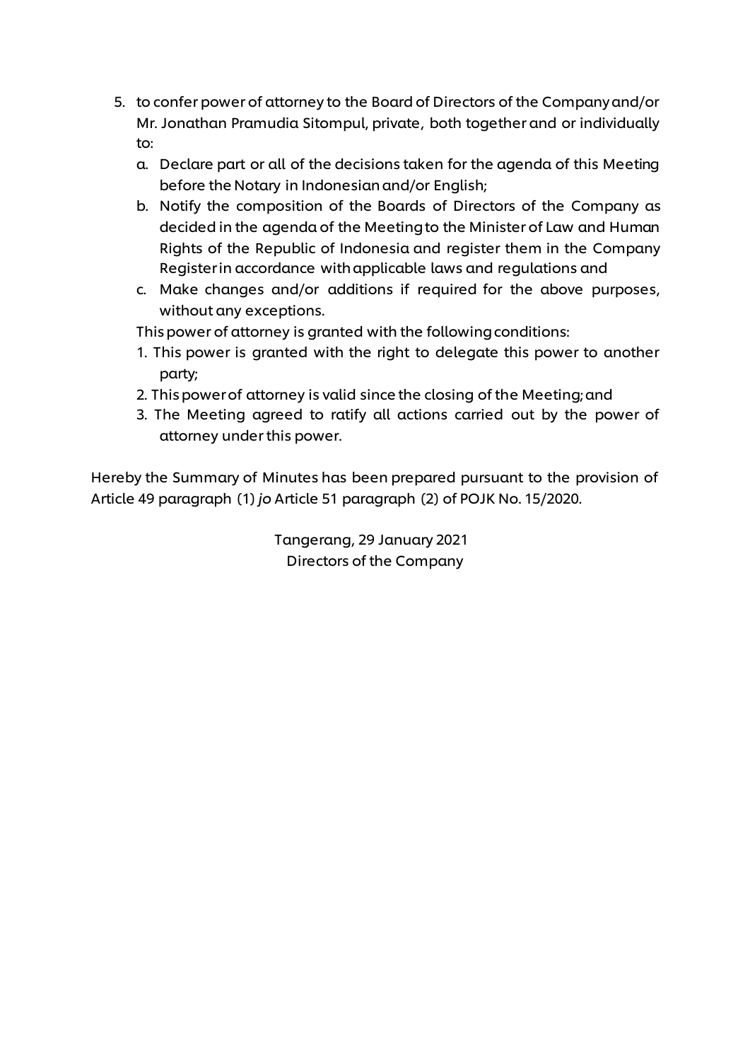5. to confer power of attorney to the Board of Directors of the Company and/or Mr. Jonathan Pramudia Sitompul, private, both together and or individually to:
   a. Declare part or all of the decisions taken for the agenda of this Meeting before the Notary in Indonesian and/or English;
   b. Notify the composition of the Boards of Directors of the Company as decided in the agenda of the Meeting to the Minister of Law and Human Rights of the Republic of Indonesia and register them in the Company Register in accordance with applicable laws and regulations and
   c. Make changes and/or additions if required for the above purposes, without any exceptions.

   This power of attorney is granted with the following conditions:

   1. This power is granted with the right to delegate this power to another party;
   2. This power of attorney is valid since the closing of the Meeting; and
   3. The Meeting agreed to ratify all actions carried out by the power of attorney under this power.

Hereby the Summary of Minutes has been prepared pursuant to the provision of Article 49 paragraph (1) *jo* Article 51 paragraph (2) of POJK No. 15/2020.

Tangerang, 29 January 2021
Directors of the Company